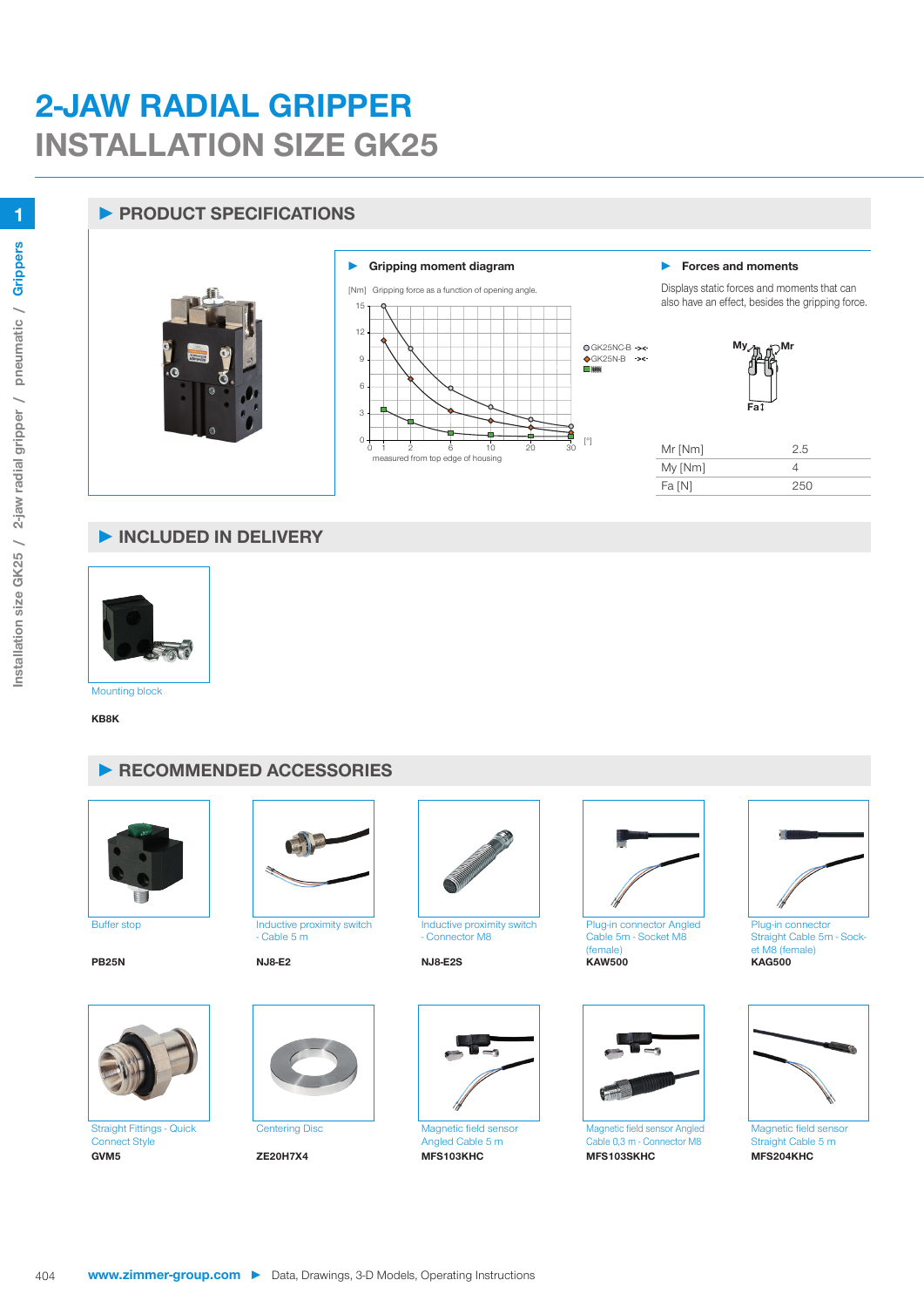# 2-JAW RADIAL GRIPPER
## INSTALLATION SIZE GK25

## ▶ PRODUCT SPECIFICATIONS

### ▶ Gripping moment diagram

[Nm] Gripping force as a function of opening angle.

GK25NC-B
GK25N-B

measured from top edge of housing

### ▶ Forces and moments

Displays static forces and moments that can also have an effect, besides the gripping force.

| | |
|---|---|
| Mr [Nm] | 2.5 |
| My [Nm] | 4 |
| Fa [N] | 250 |

## ▶ INCLUDED IN DELIVERY

Mounting block
**KB8K**

## ▶ RECOMMENDED ACCESSORIES

Buffer stop
**PB25N**

Inductive proximity switch - Cable 5 m
**NJ8-E2**

Inductive proximity switch - Connector M8
**NJ8-E2S**

Plug-in connector Angled Cable 5m - Socket M8 (female)
**KAW500**

Plug-in connector Straight Cable 5m - Socket M8 (female)
**KAG500**

Straight Fittings - Quick Connect Style
**GVM5**

Centering Disc
**ZE20H7X4**

Magnetic field sensor Angled Cable 5 m
**MFS103KHC**

Magnetic field sensor Angled Cable 0,3 m - Connector M8
**MFS103SKHC**

Magnetic field sensor Straight Cable 5 m
**MFS204KHC**

www.zimmer-group.com ▶ Data, Drawings, 3-D Models, Operating Instructions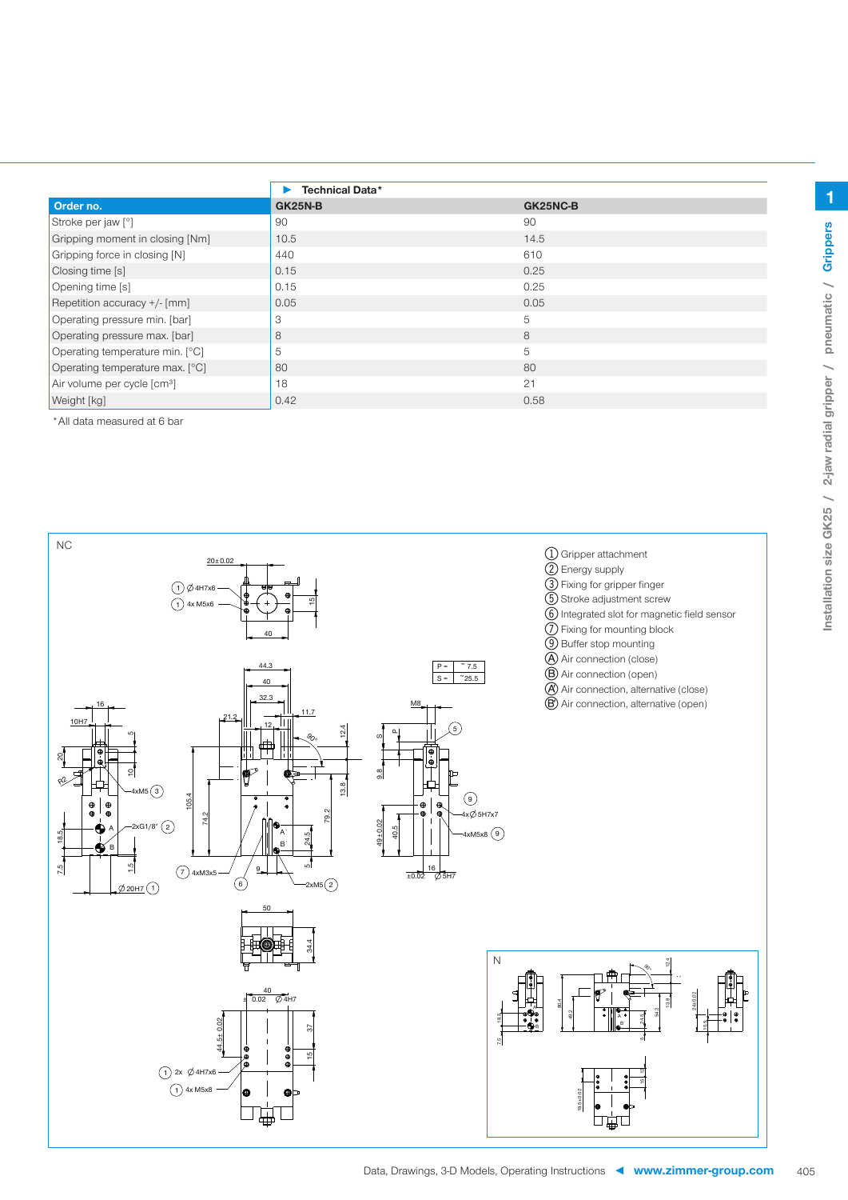| ► Technical Data* | | |
|---|---|---|
| **Order no.** | **GK25N-B** | **GK25NC-B** |
| Stroke per jaw [°] | 90 | 90 |
| Gripping moment in closing [Nm] | 10.5 | 14.5 |
| Gripping force in closing [N] | 440 | 610 |
| Closing time [s] | 0.15 | 0.25 |
| Opening time [s] | 0.15 | 0.25 |
| Repetition accuracy +/- [mm] | 0.05 | 0.05 |
| Operating pressure min. [bar] | 3 | 5 |
| Operating pressure max. [bar] | 8 | 8 |
| Operating temperature min. [°C] | 5 | 5 |
| Operating temperature max. [°C] | 80 | 80 |
| Air volume per cycle [cm³] | 18 | 21 |
| Weight [kg] | 0.42 | 0.58 |

*All data measured at 6 bar

NC

① Gripper attachment
② Energy supply
③ Fixing for gripper finger
⑤ Stroke adjustment screw
⑥ Integrated slot for magnetic field sensor
⑦ Fixing for mounting block
⑨ Buffer stop mounting
Ⓐ Air connection (close)
Ⓑ Air connection (open)
Ⓐ' Air connection, alternative (close)
Ⓑ' Air connection, alternative (open)

N

Data, Drawings, 3-D Models, Operating Instructions ◄ www.zimmer-group.com